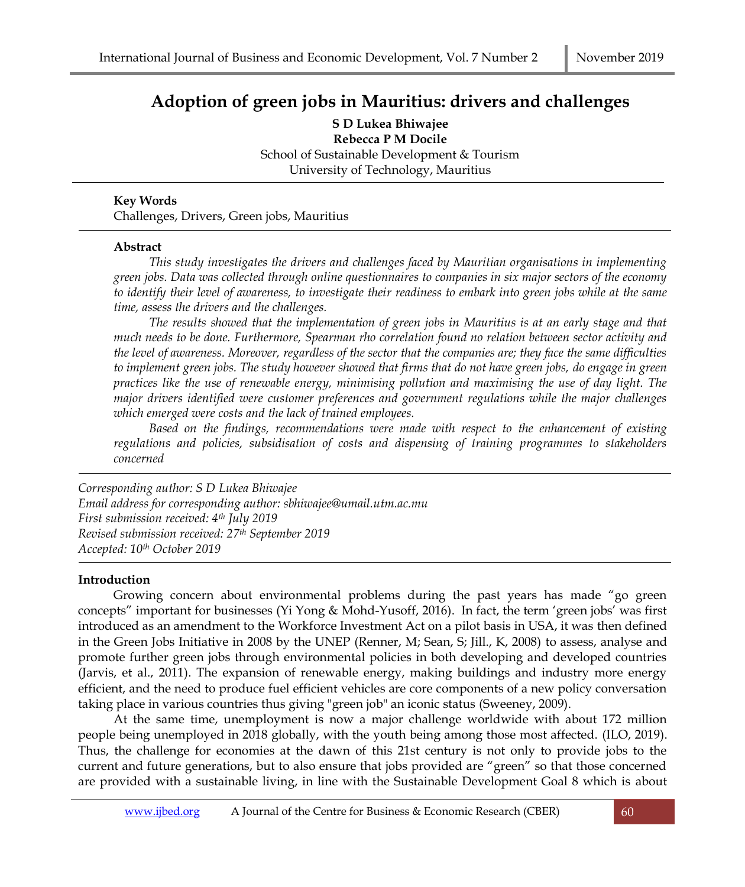# Adoption of green jobs in Mauritius: drivers and challenges

**S D Lukea Bhiwajee**
**Rebecca P M Docile**
School of Sustainable Development & Tourism
University of Technology, Mauritius

**Key Words**
Challenges, Drivers, Green jobs, Mauritius

**Abstract**

*This study investigates the drivers and challenges faced by Mauritian organisations in implementing green jobs. Data was collected through online questionnaires to companies in six major sectors of the economy to identify their level of awareness, to investigate their readiness to embark into green jobs while at the same time, assess the drivers and the challenges.*

*The results showed that the implementation of green jobs in Mauritius is at an early stage and that much needs to be done. Furthermore, Spearman rho correlation found no relation between sector activity and the level of awareness. Moreover, regardless of the sector that the companies are; they face the same difficulties to implement green jobs. The study however showed that firms that do not have green jobs, do engage in green practices like the use of renewable energy, minimising pollution and maximising the use of day light. The major drivers identified were customer preferences and government regulations while the major challenges which emerged were costs and the lack of trained employees.*

*Based on the findings, recommendations were made with respect to the enhancement of existing regulations and policies, subsidisation of costs and dispensing of training programmes to stakeholders concerned*

*Corresponding author: S D Lukea Bhiwajee*
*Email address for corresponding author: sbhiwajee@umail.utm.ac.mu*
*First submission received: 4th July 2019*
*Revised submission received: 27th September 2019*
*Accepted: 10th October 2019*

## Introduction

Growing concern about environmental problems during the past years has made "go green concepts" important for businesses (Yi Yong & Mohd-Yusoff, 2016). In fact, the term 'green jobs' was first introduced as an amendment to the Workforce Investment Act on a pilot basis in USA, it was then defined in the Green Jobs Initiative in 2008 by the UNEP (Renner, M; Sean, S; Jill., K, 2008) to assess, analyse and promote further green jobs through environmental policies in both developing and developed countries (Jarvis, et al., 2011). The expansion of renewable energy, making buildings and industry more energy efficient, and the need to produce fuel efficient vehicles are core components of a new policy conversation taking place in various countries thus giving "green job" an iconic status (Sweeney, 2009).

At the same time, unemployment is now a major challenge worldwide with about 172 million people being unemployed in 2018 globally, with the youth being among those most affected. (ILO, 2019). Thus, the challenge for economies at the dawn of this 21st century is not only to provide jobs to the current and future generations, but to also ensure that jobs provided are "green" so that those concerned are provided with a sustainable living, in line with the Sustainable Development Goal 8 which is about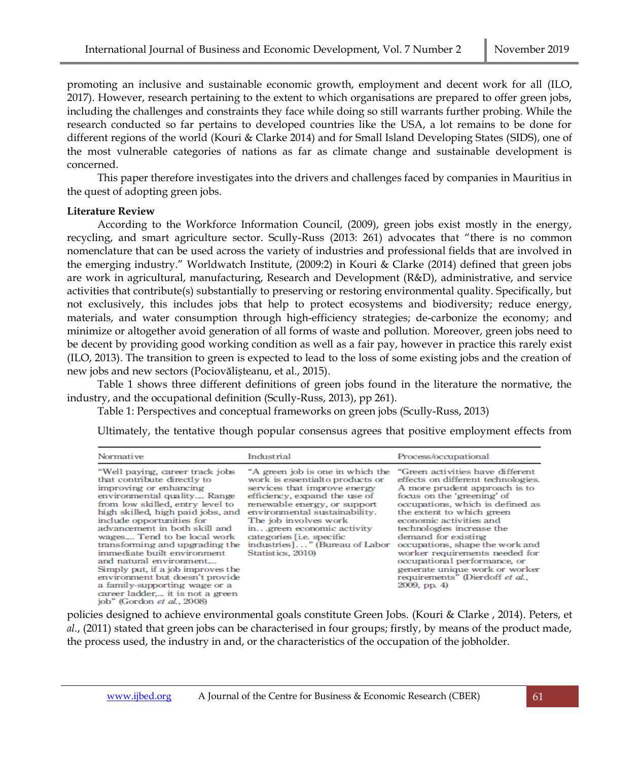promoting an inclusive and sustainable economic growth, employment and decent work for all (ILO, 2017). However, research pertaining to the extent to which organisations are prepared to offer green jobs, including the challenges and constraints they face while doing so still warrants further probing. While the research conducted so far pertains to developed countries like the USA, a lot remains to be done for different regions of the world (Kouri & Clarke 2014) and for Small Island Developing States (SIDS), one of the most vulnerable categories of nations as far as climate change and sustainable development is concerned.

This paper therefore investigates into the drivers and challenges faced by companies in Mauritius in the quest of adopting green jobs.

**Literature Review**

According to the Workforce Information Council, (2009), green jobs exist mostly in the energy, recycling, and smart agriculture sector. Scully-Russ (2013: 261) advocates that "there is no common nomenclature that can be used across the variety of industries and professional fields that are involved in the emerging industry." Worldwatch Institute, (2009:2) in Kouri & Clarke (2014) defined that green jobs are work in agricultural, manufacturing, Research and Development (R&D), administrative, and service activities that contribute(s) substantially to preserving or restoring environmental quality. Specifically, but not exclusively, this includes jobs that help to protect ecosystems and biodiversity; reduce energy, materials, and water consumption through high-efficiency strategies; de-carbonize the economy; and minimize or altogether avoid generation of all forms of waste and pollution. Moreover, green jobs need to be decent by providing good working condition as well as a fair pay, however in practice this rarely exist (ILO, 2013). The transition to green is expected to lead to the loss of some existing jobs and the creation of new jobs and new sectors (Pociovălișteanu, et al., 2015).

Table 1 shows three different definitions of green jobs found in the literature the normative, the industry, and the occupational definition (Scully-Russ, 2013), pp 261).

Table 1: Perspectives and conceptual frameworks on green jobs (Scully-Russ, 2013)

| Normative | Industrial | Process/occupational |
|---|---|---|
| "Well paying, career track jobs that contribute directly to improving or enhancing environmental quality.... Range from low skilled, entry level to high skilled, high paid jobs, and include opportunities for advancement in both skill and wages.... Tend to be local work transforming and upgrading the immediate built environment and natural environment.... Simply put, if a job improves the environment but doesn't provide a family-supporting wage or a career ladder,... it is not a green job" (Gordon *et al.*, 2008) | "A green job is one in which the work is essentialto products or services that improve energy efficiency, expand the use of renewable energy, or support environmental sustainability. The job involves work in. . .green economic activity categories [i.e. specific industries]. . ." (Bureau of Labor Statistics, 2010) | "Green activities have different effects on different technologies. A more prudent approach is to focus on the 'greening' of occupations, which is defined as the extent to which green economic activities and technologies increase the demand for existing occupations, shape the work and worker requirements needed for occupational performance, or generate unique work or worker requirements" (Dierdoff *et al.*, 2009, pp. 4) |

Ultimately, the tentative though popular consensus agrees that positive employment effects from policies designed to achieve environmental goals constitute Green Jobs. (Kouri & Clarke , 2014). Peters, et *al.*, (2011) stated that green jobs can be characterised in four groups; firstly, by means of the product made, the process used, the industry in and, or the characteristics of the occupation of the jobholder.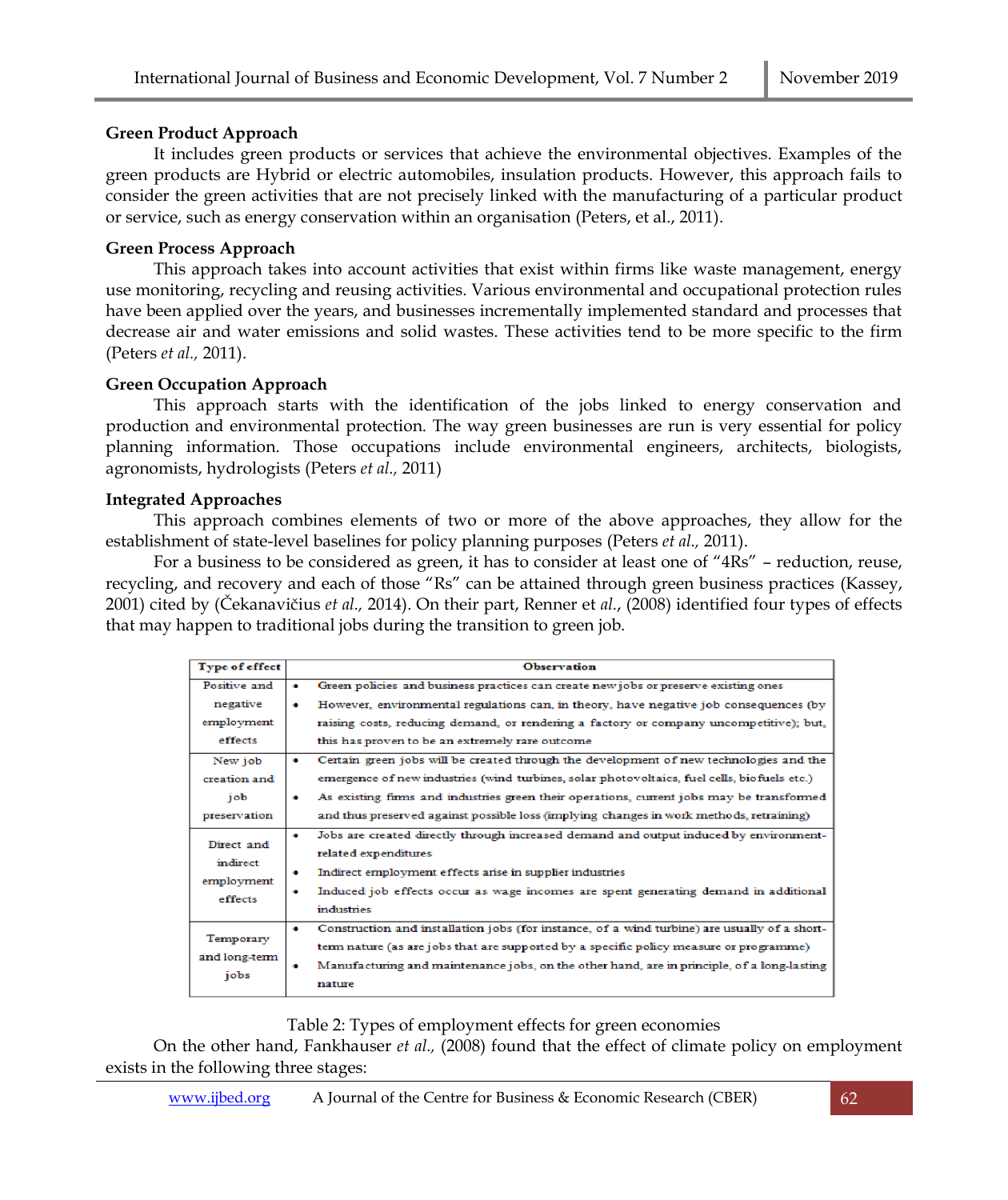### Green Product Approach

It includes green products or services that achieve the environmental objectives. Examples of the green products are Hybrid or electric automobiles, insulation products. However, this approach fails to consider the green activities that are not precisely linked with the manufacturing of a particular product or service, such as energy conservation within an organisation (Peters, et al., 2011).

### Green Process Approach

This approach takes into account activities that exist within firms like waste management, energy use monitoring, recycling and reusing activities. Various environmental and occupational protection rules have been applied over the years, and businesses incrementally implemented standard and processes that decrease air and water emissions and solid wastes. These activities tend to be more specific to the firm (Peters *et al.,* 2011).

### Green Occupation Approach

This approach starts with the identification of the jobs linked to energy conservation and production and environmental protection. The way green businesses are run is very essential for policy planning information. Those occupations include environmental engineers, architects, biologists, agronomists, hydrologists (Peters *et al.,* 2011)

### Integrated Approaches

This approach combines elements of two or more of the above approaches, they allow for the establishment of state-level baselines for policy planning purposes (Peters *et al.,* 2011).

For a business to be considered as green, it has to consider at least one of "4Rs" – reduction, reuse, recycling, and recovery and each of those "Rs" can be attained through green business practices (Kassey, 2001) cited by (Čekanavičius *et al.,* 2014). On their part, Renner et *al.*, (2008) identified four types of effects that may happen to traditional jobs during the transition to green job.

| Type of effect | Observation |
|---|---|
| Positive and negative employment effects | • Green policies and business practices can create new jobs or preserve existing ones<br>• However, environmental regulations can, in theory, have negative job consequences (by raising costs, reducing demand, or rendering a factory or company uncompetitive); but, this has proven to be an extremely rare outcome |
| New job creation and job preservation | • Certain green jobs will be created through the development of new technologies and the emergence of new industries (wind turbines, solar photovoltaics, fuel cells, bio fuels etc.)<br>• As existing firms and industries green their operations, current jobs may be transformed and thus preserved against possible loss (implying changes in work methods, retraining) |
| Direct and indirect employment effects | • Jobs are created directly through increased demand and output induced by environment-related expenditures<br>• Indirect employment effects arise in supplier industries<br>• Induced job effects occur as wage incomes are spent generating demand in additional industries |
| Temporary and long-term jobs | • Construction and installation jobs (for instance, of a wind turbine) are usually of a short-term nature (as are jobs that are supported by a specific policy measure or programme)<br>• Manufacturing and maintenance jobs, on the other hand, are in principle, of a long-lasting nature |

Table 2: Types of employment effects for green economies

On the other hand, Fankhauser *et al.,* (2008) found that the effect of climate policy on employment exists in the following three stages: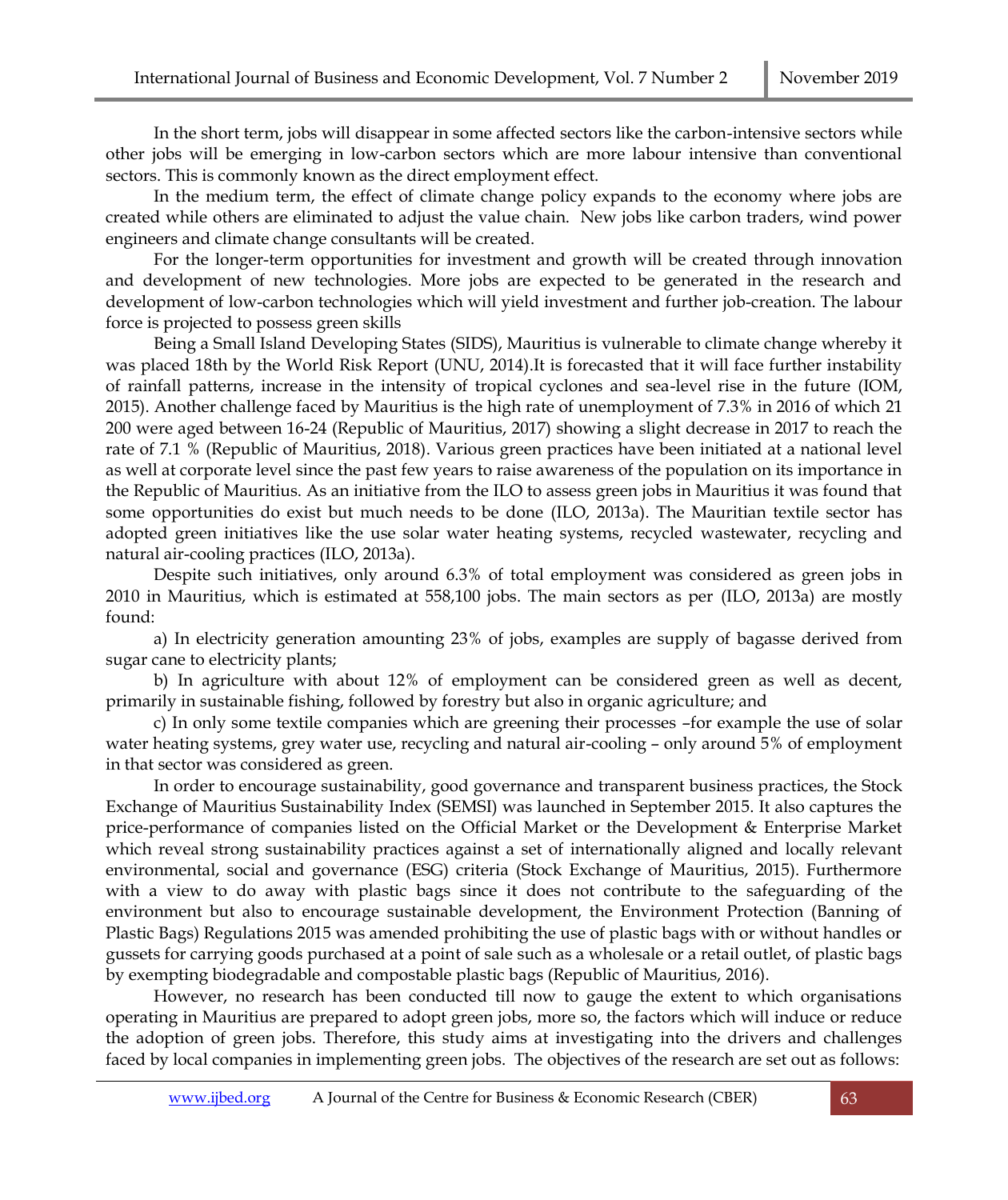In the short term, jobs will disappear in some affected sectors like the carbon-intensive sectors while other jobs will be emerging in low-carbon sectors which are more labour intensive than conventional sectors. This is commonly known as the direct employment effect.

In the medium term, the effect of climate change policy expands to the economy where jobs are created while others are eliminated to adjust the value chain. New jobs like carbon traders, wind power engineers and climate change consultants will be created.

For the longer-term opportunities for investment and growth will be created through innovation and development of new technologies. More jobs are expected to be generated in the research and development of low-carbon technologies which will yield investment and further job-creation. The labour force is projected to possess green skills

Being a Small Island Developing States (SIDS), Mauritius is vulnerable to climate change whereby it was placed 18th by the World Risk Report (UNU, 2014).It is forecasted that it will face further instability of rainfall patterns, increase in the intensity of tropical cyclones and sea-level rise in the future (IOM, 2015). Another challenge faced by Mauritius is the high rate of unemployment of 7.3% in 2016 of which 21 200 were aged between 16-24 (Republic of Mauritius, 2017) showing a slight decrease in 2017 to reach the rate of 7.1 % (Republic of Mauritius, 2018). Various green practices have been initiated at a national level as well at corporate level since the past few years to raise awareness of the population on its importance in the Republic of Mauritius. As an initiative from the ILO to assess green jobs in Mauritius it was found that some opportunities do exist but much needs to be done (ILO, 2013a). The Mauritian textile sector has adopted green initiatives like the use solar water heating systems, recycled wastewater, recycling and natural air-cooling practices (ILO, 2013a).

Despite such initiatives, only around 6.3% of total employment was considered as green jobs in 2010 in Mauritius, which is estimated at 558,100 jobs. The main sectors as per (ILO, 2013a) are mostly found:

a) In electricity generation amounting 23% of jobs, examples are supply of bagasse derived from sugar cane to electricity plants;

b) In agriculture with about 12% of employment can be considered green as well as decent, primarily in sustainable fishing, followed by forestry but also in organic agriculture; and

c) In only some textile companies which are greening their processes –for example the use of solar water heating systems, grey water use, recycling and natural air-cooling – only around 5% of employment in that sector was considered as green.

In order to encourage sustainability, good governance and transparent business practices, the Stock Exchange of Mauritius Sustainability Index (SEMSI) was launched in September 2015. It also captures the price-performance of companies listed on the Official Market or the Development & Enterprise Market which reveal strong sustainability practices against a set of internationally aligned and locally relevant environmental, social and governance (ESG) criteria (Stock Exchange of Mauritius, 2015). Furthermore with a view to do away with plastic bags since it does not contribute to the safeguarding of the environment but also to encourage sustainable development, the Environment Protection (Banning of Plastic Bags) Regulations 2015 was amended prohibiting the use of plastic bags with or without handles or gussets for carrying goods purchased at a point of sale such as a wholesale or a retail outlet, of plastic bags by exempting biodegradable and compostable plastic bags (Republic of Mauritius, 2016).

However, no research has been conducted till now to gauge the extent to which organisations operating in Mauritius are prepared to adopt green jobs, more so, the factors which will induce or reduce the adoption of green jobs. Therefore, this study aims at investigating into the drivers and challenges faced by local companies in implementing green jobs. The objectives of the research are set out as follows: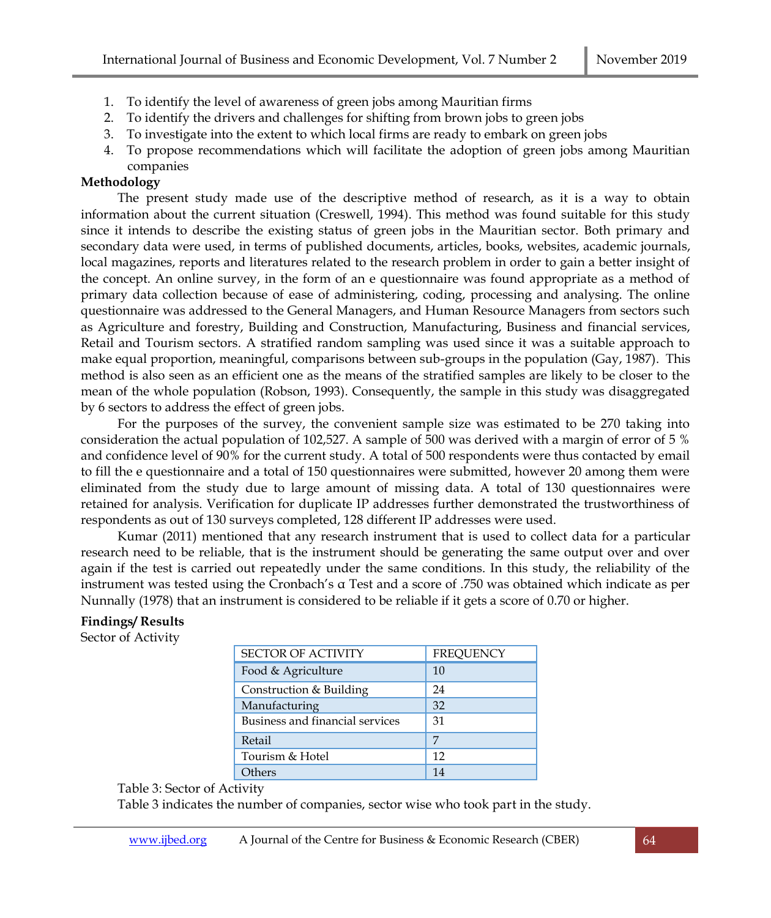1. To identify the level of awareness of green jobs among Mauritian firms
2. To identify the drivers and challenges for shifting from brown jobs to green jobs
3. To investigate into the extent to which local firms are ready to embark on green jobs
4. To propose recommendations which will facilitate the adoption of green jobs among Mauritian companies

**Methodology**

The present study made use of the descriptive method of research, as it is a way to obtain information about the current situation (Creswell, 1994). This method was found suitable for this study since it intends to describe the existing status of green jobs in the Mauritian sector. Both primary and secondary data were used, in terms of published documents, articles, books, websites, academic journals, local magazines, reports and literatures related to the research problem in order to gain a better insight of the concept. An online survey, in the form of an e questionnaire was found appropriate as a method of primary data collection because of ease of administering, coding, processing and analysing. The online questionnaire was addressed to the General Managers, and Human Resource Managers from sectors such as Agriculture and forestry, Building and Construction, Manufacturing, Business and financial services, Retail and Tourism sectors. A stratified random sampling was used since it was a suitable approach to make equal proportion, meaningful, comparisons between sub-groups in the population (Gay, 1987). This method is also seen as an efficient one as the means of the stratified samples are likely to be closer to the mean of the whole population (Robson, 1993). Consequently, the sample in this study was disaggregated by 6 sectors to address the effect of green jobs.

For the purposes of the survey, the convenient sample size was estimated to be 270 taking into consideration the actual population of 102,527. A sample of 500 was derived with a margin of error of 5 % and confidence level of 90% for the current study. A total of 500 respondents were thus contacted by email to fill the e questionnaire and a total of 150 questionnaires were submitted, however 20 among them were eliminated from the study due to large amount of missing data. A total of 130 questionnaires were retained for analysis. Verification for duplicate IP addresses further demonstrated the trustworthiness of respondents as out of 130 surveys completed, 128 different IP addresses were used.

Kumar (2011) mentioned that any research instrument that is used to collect data for a particular research need to be reliable, that is the instrument should be generating the same output over and over again if the test is carried out repeatedly under the same conditions. In this study, the reliability of the instrument was tested using the Cronbach's α Test and a score of .750 was obtained which indicate as per Nunnally (1978) that an instrument is considered to be reliable if it gets a score of 0.70 or higher.

**Findings/ Results**

Sector of Activity

| SECTOR OF ACTIVITY | FREQUENCY |
|---|---|
| Food & Agriculture | 10 |
| Construction & Building | 24 |
| Manufacturing | 32 |
| Business and financial services | 31 |
| Retail | 7 |
| Tourism & Hotel | 12 |
| Others | 14 |

Table 3: Sector of Activity

Table 3 indicates the number of companies, sector wise who took part in the study.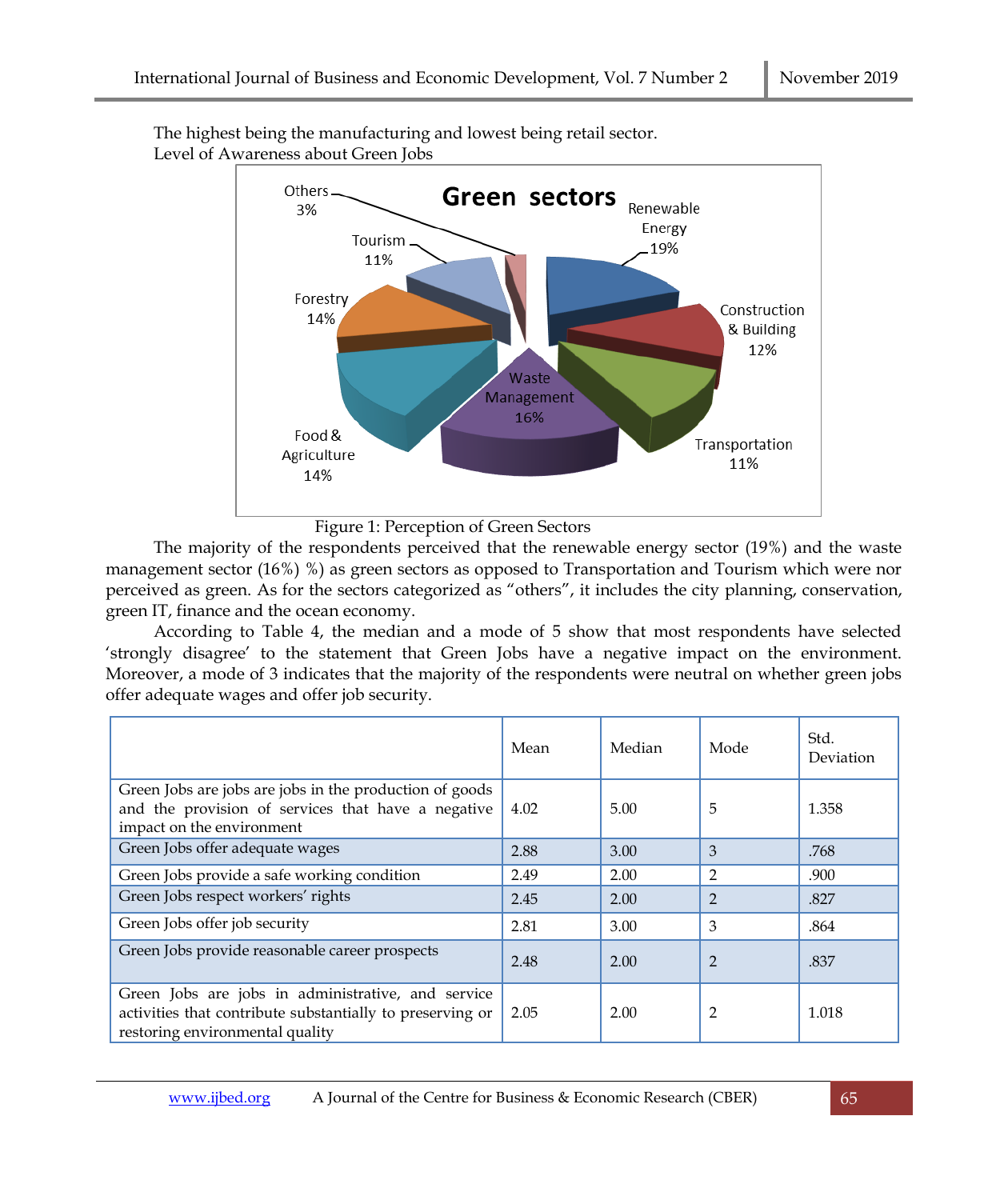The highest being the manufacturing and lowest being retail sector.

Level of Awareness about Green Jobs

Figure 1: Perception of Green Sectors

The majority of the respondents perceived that the renewable energy sector (19%) and the waste management sector (16%) %) as green sectors as opposed to Transportation and Tourism which were nor perceived as green. As for the sectors categorized as "others", it includes the city planning, conservation, green IT, finance and the ocean economy.

According to Table 4, the median and a mode of 5 show that most respondents have selected 'strongly disagree' to the statement that Green Jobs have a negative impact on the environment. Moreover, a mode of 3 indicates that the majority of the respondents were neutral on whether green jobs offer adequate wages and offer job security.

| | Mean | Median | Mode | Std. Deviation |
|---|---|---|---|---|
| Green Jobs are jobs are jobs in the production of goods and the provision of services that have a negative impact on the environment | 4.02 | 5.00 | 5 | 1.358 |
| Green Jobs offer adequate wages | 2.88 | 3.00 | 3 | .768 |
| Green Jobs provide a safe working condition | 2.49 | 2.00 | 2 | .900 |
| Green Jobs respect workers' rights | 2.45 | 2.00 | 2 | .827 |
| Green Jobs offer job security | 2.81 | 3.00 | 3 | .864 |
| Green Jobs provide reasonable career prospects | 2.48 | 2.00 | 2 | .837 |
| Green Jobs are jobs in administrative, and service activities that contribute substantially to preserving or restoring environmental quality | 2.05 | 2.00 | 2 | 1.018 |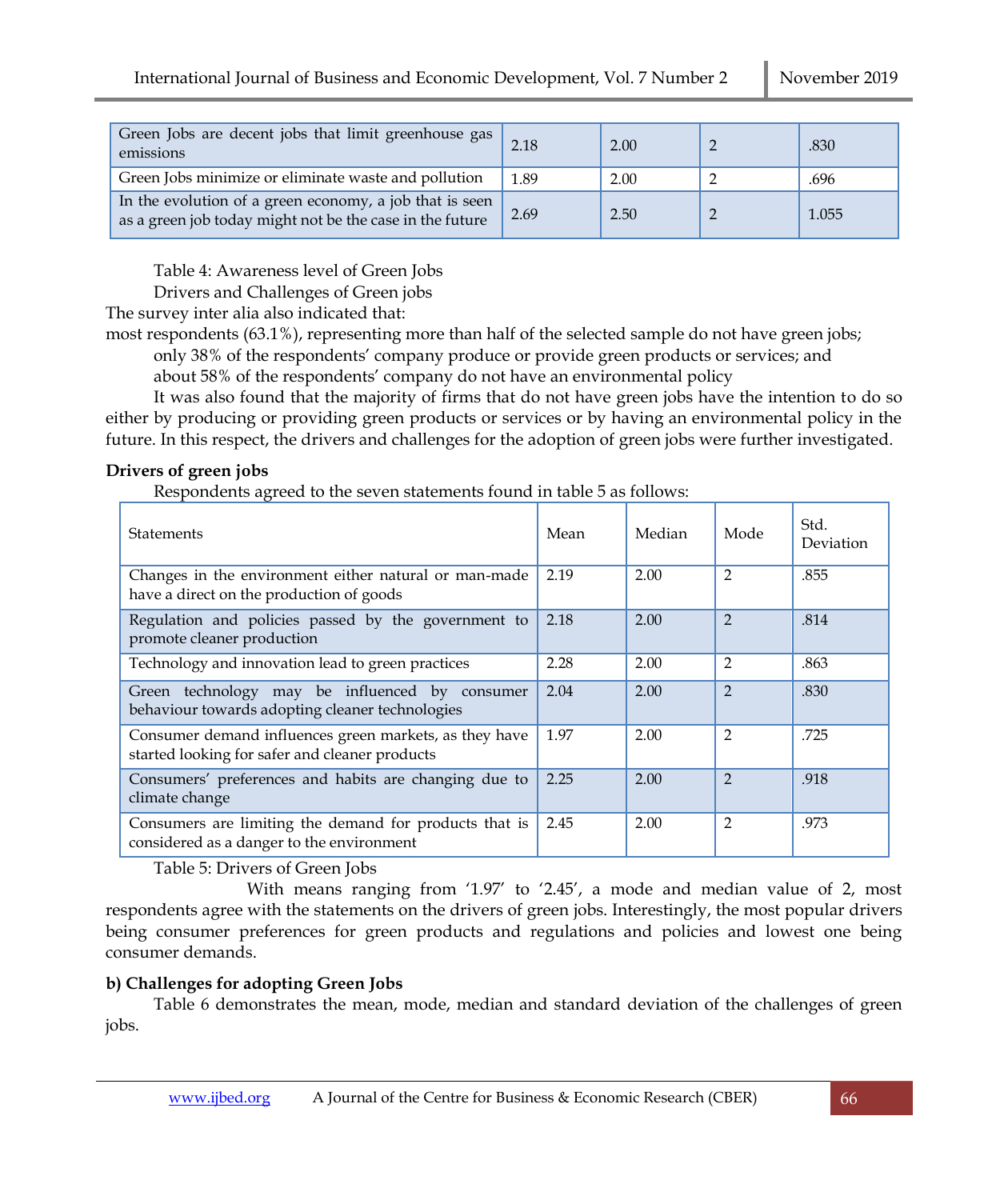| Green Jobs are decent jobs that limit greenhouse gas emissions | 2.18 | 2.00 | 2 | .830 |
|---|---|---|---|---|
| Green Jobs minimize or eliminate waste and pollution | 1.89 | 2.00 | 2 | .696 |
| In the evolution of a green economy, a job that is seen as a green job today might not be the case in the future | 2.69 | 2.50 | 2 | 1.055 |

Table 4: Awareness level of Green Jobs

Drivers and Challenges of Green jobs

The survey inter alia also indicated that:

most respondents (63.1%), representing more than half of the selected sample do not have green jobs;

only 38% of the respondents' company produce or provide green products or services; and

about 58% of the respondents' company do not have an environmental policy

It was also found that the majority of firms that do not have green jobs have the intention to do so either by producing or providing green products or services or by having an environmental policy in the future. In this respect, the drivers and challenges for the adoption of green jobs were further investigated.

**Drivers of green jobs**

Respondents agreed to the seven statements found in table 5 as follows:

| Statements | Mean | Median | Mode | Std. Deviation |
|---|---|---|---|---|
| Changes in the environment either natural or man-made have a direct on the production of goods | 2.19 | 2.00 | 2 | .855 |
| Regulation and policies passed by the government to promote cleaner production | 2.18 | 2.00 | 2 | .814 |
| Technology and innovation lead to green practices | 2.28 | 2.00 | 2 | .863 |
| Green technology may be influenced by consumer behaviour towards adopting cleaner technologies | 2.04 | 2.00 | 2 | .830 |
| Consumer demand influences green markets, as they have started looking for safer and cleaner products | 1.97 | 2.00 | 2 | .725 |
| Consumers' preferences and habits are changing due to climate change | 2.25 | 2.00 | 2 | .918 |
| Consumers are limiting the demand for products that is considered as a danger to the environment | 2.45 | 2.00 | 2 | .973 |

Table 5: Drivers of Green Jobs

With means ranging from '1.97' to '2.45', a mode and median value of 2, most respondents agree with the statements on the drivers of green jobs. Interestingly, the most popular drivers being consumer preferences for green products and regulations and policies and lowest one being consumer demands.

**b) Challenges for adopting Green Jobs**

Table 6 demonstrates the mean, mode, median and standard deviation of the challenges of green jobs.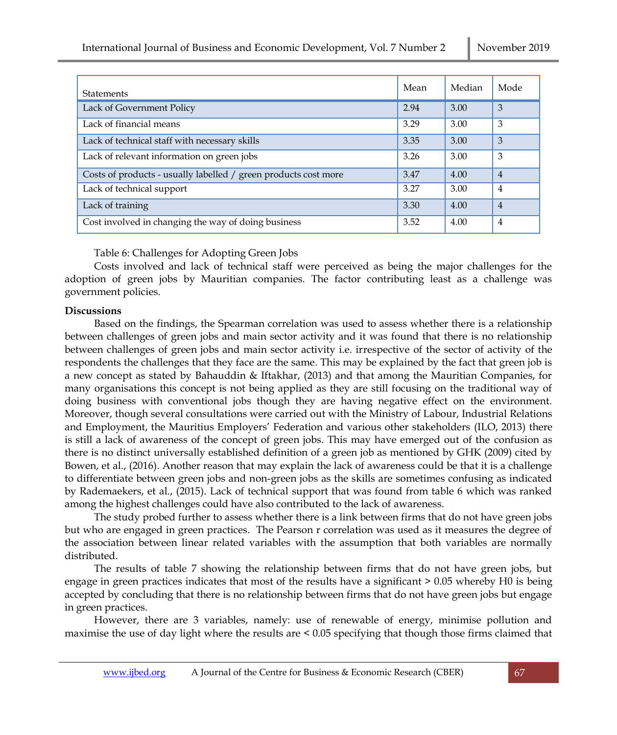| Statements | Mean | Median | Mode |
|---|---|---|---|
| Lack of Government Policy | 2.94 | 3.00 | 3 |
| Lack of financial means | 3.29 | 3.00 | 3 |
| Lack of technical staff with necessary skills | 3.35 | 3.00 | 3 |
| Lack of relevant information on green jobs | 3.26 | 3.00 | 3 |
| Costs of products - usually labelled / green products cost more | 3.47 | 4.00 | 4 |
| Lack of technical support | 3.27 | 3.00 | 4 |
| Lack of training | 3.30 | 4.00 | 4 |
| Cost involved in changing the way of doing business | 3.52 | 4.00 | 4 |

Table 6: Challenges for Adopting Green Jobs

Costs involved and lack of technical staff were perceived as being the major challenges for the adoption of green jobs by Mauritian companies. The factor contributing least as a challenge was government policies.

**Discussions**

Based on the findings, the Spearman correlation was used to assess whether there is a relationship between challenges of green jobs and main sector activity and it was found that there is no relationship between challenges of green jobs and main sector activity i.e. irrespective of the sector of activity of the respondents the challenges that they face are the same. This may be explained by the fact that green job is a new concept as stated by Bahauddin & Iftakhar, (2013) and that among the Mauritian Companies, for many organisations this concept is not being applied as they are still focusing on the traditional way of doing business with conventional jobs though they are having negative effect on the environment. Moreover, though several consultations were carried out with the Ministry of Labour, Industrial Relations and Employment, the Mauritius Employers' Federation and various other stakeholders (ILO, 2013) there is still a lack of awareness of the concept of green jobs. This may have emerged out of the confusion as there is no distinct universally established definition of a green job as mentioned by GHK (2009) cited by Bowen, et al., (2016). Another reason that may explain the lack of awareness could be that it is a challenge to differentiate between green jobs and non-green jobs as the skills are sometimes confusing as indicated by Rademaekers, et al., (2015). Lack of technical support that was found from table 6 which was ranked among the highest challenges could have also contributed to the lack of awareness.

The study probed further to assess whether there is a link between firms that do not have green jobs but who are engaged in green practices. The Pearson r correlation was used as it measures the degree of the association between linear related variables with the assumption that both variables are normally distributed.

The results of table 7 showing the relationship between firms that do not have green jobs, but engage in green practices indicates that most of the results have a significant > 0.05 whereby H0 is being accepted by concluding that there is no relationship between firms that do not have green jobs but engage in green practices.

However, there are 3 variables, namely: use of renewable of energy, minimise pollution and maximise the use of day light where the results are < 0.05 specifying that though those firms claimed that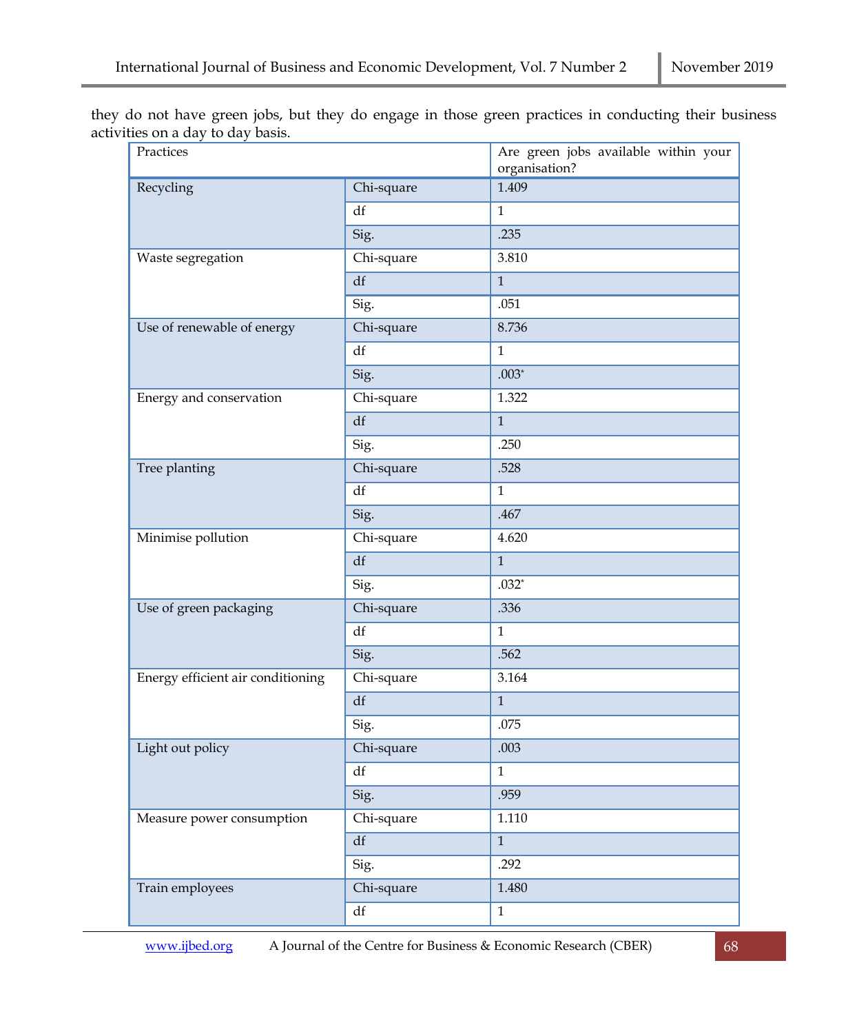they do not have green jobs, but they do engage in those green practices in conducting their business activities on a day to day basis.

| Practices | | Are green jobs available within your organisation? |
|---|---|---|
| Recycling | Chi-square | 1.409 |
| | df | 1 |
| | Sig. | .235 |
| Waste segregation | Chi-square | 3.810 |
| | df | 1 |
| | Sig. | .051 |
| Use of renewable of energy | Chi-square | 8.736 |
| | df | 1 |
| | Sig. | .003* |
| Energy and conservation | Chi-square | 1.322 |
| | df | 1 |
| | Sig. | .250 |
| Tree planting | Chi-square | .528 |
| | df | 1 |
| | Sig. | .467 |
| Minimise pollution | Chi-square | 4.620 |
| | df | 1 |
| | Sig. | .032* |
| Use of green packaging | Chi-square | .336 |
| | df | 1 |
| | Sig. | .562 |
| Energy efficient air conditioning | Chi-square | 3.164 |
| | df | 1 |
| | Sig. | .075 |
| Light out policy | Chi-square | .003 |
| | df | 1 |
| | Sig. | .959 |
| Measure power consumption | Chi-square | 1.110 |
| | df | 1 |
| | Sig. | .292 |
| Train employees | Chi-square | 1.480 |
| | df | 1 |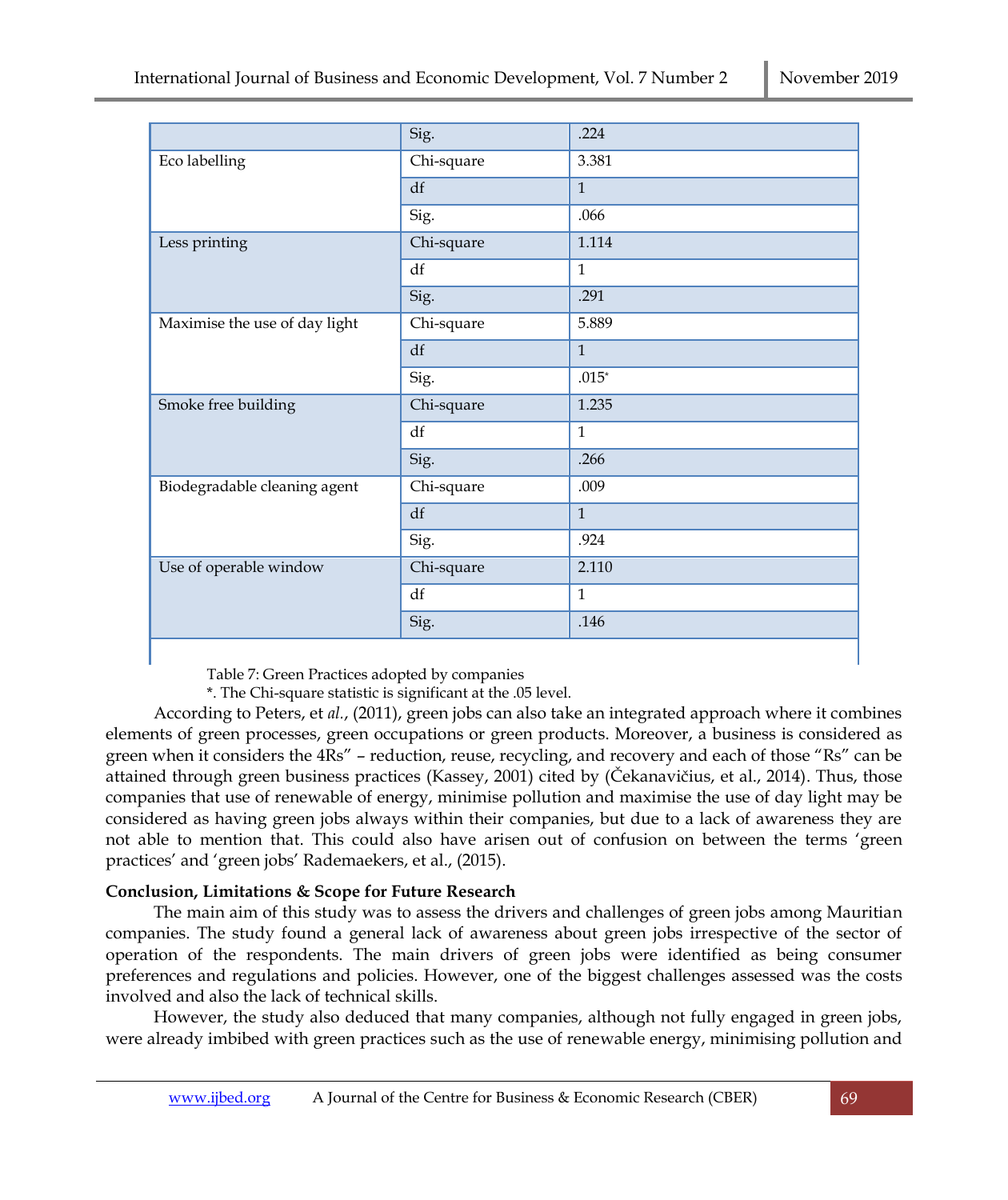| | | |
|---|---|---|
| | Sig. | .224 |
| Eco labelling | Chi-square | 3.381 |
| | df | 1 |
| | Sig. | .066 |
| Less printing | Chi-square | 1.114 |
| | df | 1 |
| | Sig. | .291 |
| Maximise the use of day light | Chi-square | 5.889 |
| | df | 1 |
| | Sig. | .015* |
| Smoke free building | Chi-square | 1.235 |
| | df | 1 |
| | Sig. | .266 |
| Biodegradable cleaning agent | Chi-square | .009 |
| | df | 1 |
| | Sig. | .924 |
| Use of operable window | Chi-square | 2.110 |
| | df | 1 |
| | Sig. | .146 |

Table 7: Green Practices adopted by companies

*. The Chi-square statistic is significant at the .05 level.

According to Peters, et *al*., (2011), green jobs can also take an integrated approach where it combines elements of green processes, green occupations or green products. Moreover, a business is considered as green when it considers the 4Rs" – reduction, reuse, recycling, and recovery and each of those "Rs" can be attained through green business practices (Kassey, 2001) cited by (Čekanavičius, et al., 2014). Thus, those companies that use of renewable of energy, minimise pollution and maximise the use of day light may be considered as having green jobs always within their companies, but due to a lack of awareness they are not able to mention that. This could also have arisen out of confusion on between the terms 'green practices' and 'green jobs' Rademaekers, et al., (2015).

**Conclusion, Limitations & Scope for Future Research**

The main aim of this study was to assess the drivers and challenges of green jobs among Mauritian companies. The study found a general lack of awareness about green jobs irrespective of the sector of operation of the respondents. The main drivers of green jobs were identified as being consumer preferences and regulations and policies. However, one of the biggest challenges assessed was the costs involved and also the lack of technical skills.

However, the study also deduced that many companies, although not fully engaged in green jobs, were already imbibed with green practices such as the use of renewable energy, minimising pollution and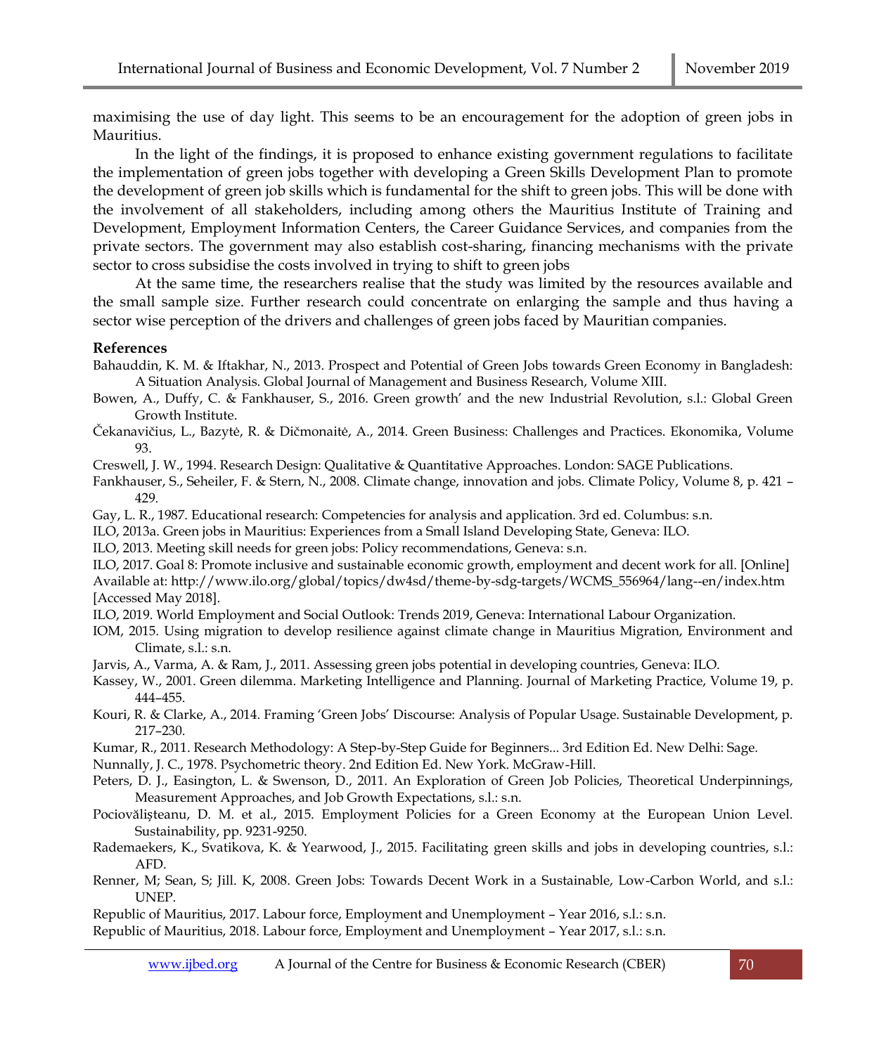maximising the use of day light. This seems to be an encouragement for the adoption of green jobs in Mauritius.

In the light of the findings, it is proposed to enhance existing government regulations to facilitate the implementation of green jobs together with developing a Green Skills Development Plan to promote the development of green job skills which is fundamental for the shift to green jobs. This will be done with the involvement of all stakeholders, including among others the Mauritius Institute of Training and Development, Employment Information Centers, the Career Guidance Services, and companies from the private sectors. The government may also establish cost-sharing, financing mechanisms with the private sector to cross subsidise the costs involved in trying to shift to green jobs

At the same time, the researchers realise that the study was limited by the resources available and the small sample size. Further research could concentrate on enlarging the sample and thus having a sector wise perception of the drivers and challenges of green jobs faced by Mauritian companies.

**References**

Bahauddin, K. M. & Iftakhar, N., 2013. Prospect and Potential of Green Jobs towards Green Economy in Bangladesh: A Situation Analysis. Global Journal of Management and Business Research, Volume XIII.

Bowen, A., Duffy, C. & Fankhauser, S., 2016. Green growth' and the new Industrial Revolution, s.l.: Global Green Growth Institute.

Čekanavičius, L., Bazytė, R. & Dičmonaitė, A., 2014. Green Business: Challenges and Practices. Ekonomika, Volume 93.

Creswell, J. W., 1994. Research Design: Qualitative & Quantitative Approaches. London: SAGE Publications.

Fankhauser, S., Seheiler, F. & Stern, N., 2008. Climate change, innovation and jobs. Climate Policy, Volume 8, p. 421 – 429.

Gay, L. R., 1987. Educational research: Competencies for analysis and application. 3rd ed. Columbus: s.n.

ILO, 2013a. Green jobs in Mauritius: Experiences from a Small Island Developing State, Geneva: ILO.

ILO, 2013. Meeting skill needs for green jobs: Policy recommendations, Geneva: s.n.

ILO, 2017. Goal 8: Promote inclusive and sustainable economic growth, employment and decent work for all. [Online] Available at: http://www.ilo.org/global/topics/dw4sd/theme-by-sdg-targets/WCMS_556964/lang--en/index.htm [Accessed May 2018].

ILO, 2019. World Employment and Social Outlook: Trends 2019, Geneva: International Labour Organization.

IOM, 2015. Using migration to develop resilience against climate change in Mauritius Migration, Environment and Climate, s.l.: s.n.

Jarvis, A., Varma, A. & Ram, J., 2011. Assessing green jobs potential in developing countries, Geneva: ILO.

Kassey, W., 2001. Green dilemma. Marketing Intelligence and Planning. Journal of Marketing Practice, Volume 19, p. 444–455.

Kouri, R. & Clarke, A., 2014. Framing 'Green Jobs' Discourse: Analysis of Popular Usage. Sustainable Development, p. 217–230.

Kumar, R., 2011. Research Methodology: A Step-by-Step Guide for Beginners... 3rd Edition Ed. New Delhi: Sage.

Nunnally, J. C., 1978. Psychometric theory. 2nd Edition Ed. New York. McGraw-Hill.

Peters, D. J., Easington, L. & Swenson, D., 2011. An Exploration of Green Job Policies, Theoretical Underpinnings, Measurement Approaches, and Job Growth Expectations, s.l.: s.n.

Pociovălișteanu, D. M. et al., 2015. Employment Policies for a Green Economy at the European Union Level. Sustainability, pp. 9231-9250.

Rademaekers, K., Svatikova, K. & Yearwood, J., 2015. Facilitating green skills and jobs in developing countries, s.l.: AFD.

Renner, M; Sean, S; Jill. K, 2008. Green Jobs: Towards Decent Work in a Sustainable, Low-Carbon World, and s.l.: UNEP.

Republic of Mauritius, 2017. Labour force, Employment and Unemployment – Year 2016, s.l.: s.n.

Republic of Mauritius, 2018. Labour force, Employment and Unemployment – Year 2017, s.l.: s.n.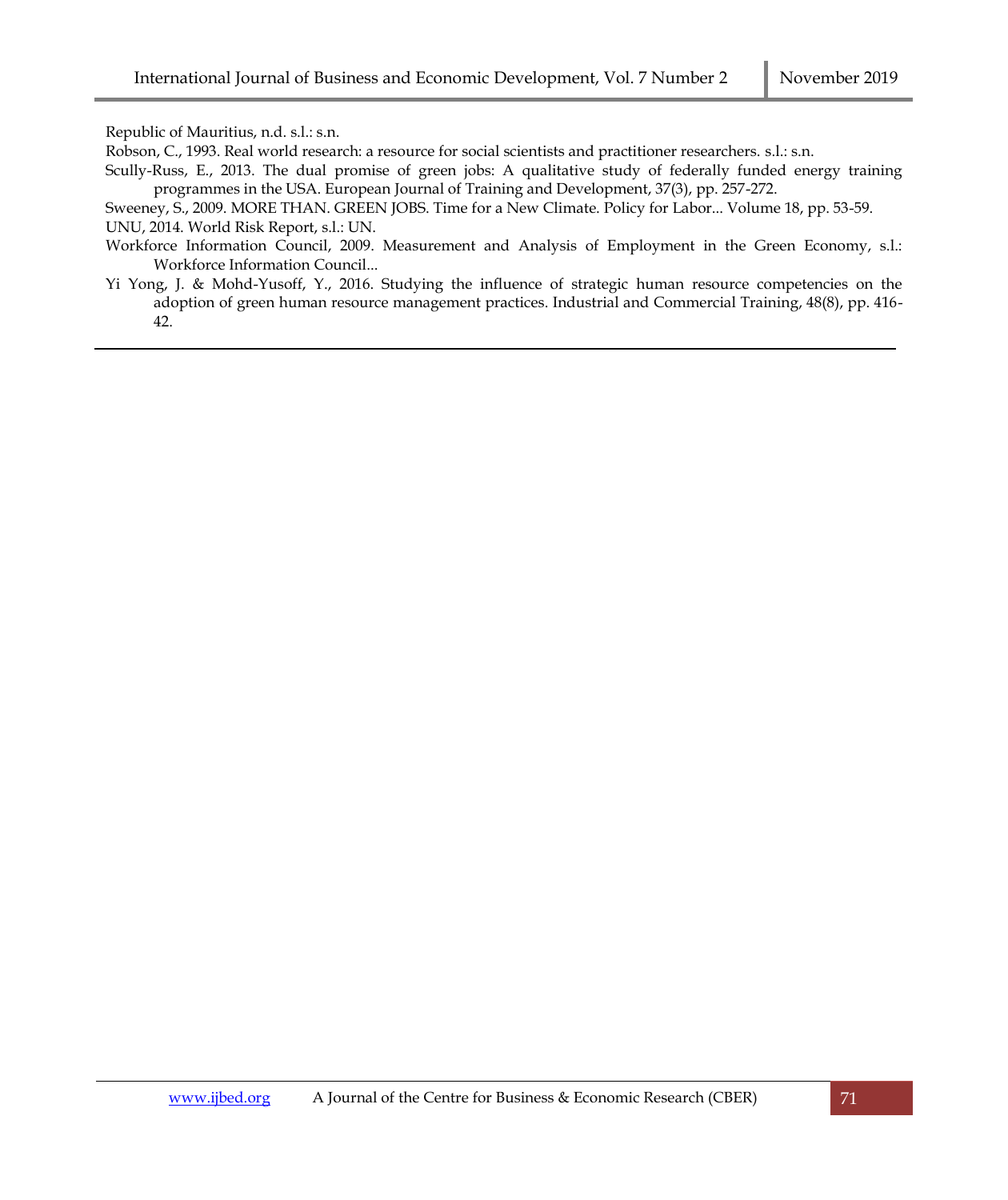Republic of Mauritius, n.d. s.l.: s.n.

Robson, C., 1993. Real world research: a resource for social scientists and practitioner researchers. s.l.: s.n.

Scully-Russ, E., 2013. The dual promise of green jobs: A qualitative study of federally funded energy training programmes in the USA. European Journal of Training and Development, 37(3), pp. 257-272.

Sweeney, S., 2009. MORE THAN. GREEN JOBS. Time for a New Climate. Policy for Labor... Volume 18, pp. 53-59.

UNU, 2014. World Risk Report, s.l.: UN.

Workforce Information Council, 2009. Measurement and Analysis of Employment in the Green Economy, s.l.: Workforce Information Council...

Yi Yong, J. & Mohd-Yusoff, Y., 2016. Studying the influence of strategic human resource competencies on the adoption of green human resource management practices. Industrial and Commercial Training, 48(8), pp. 416-42.